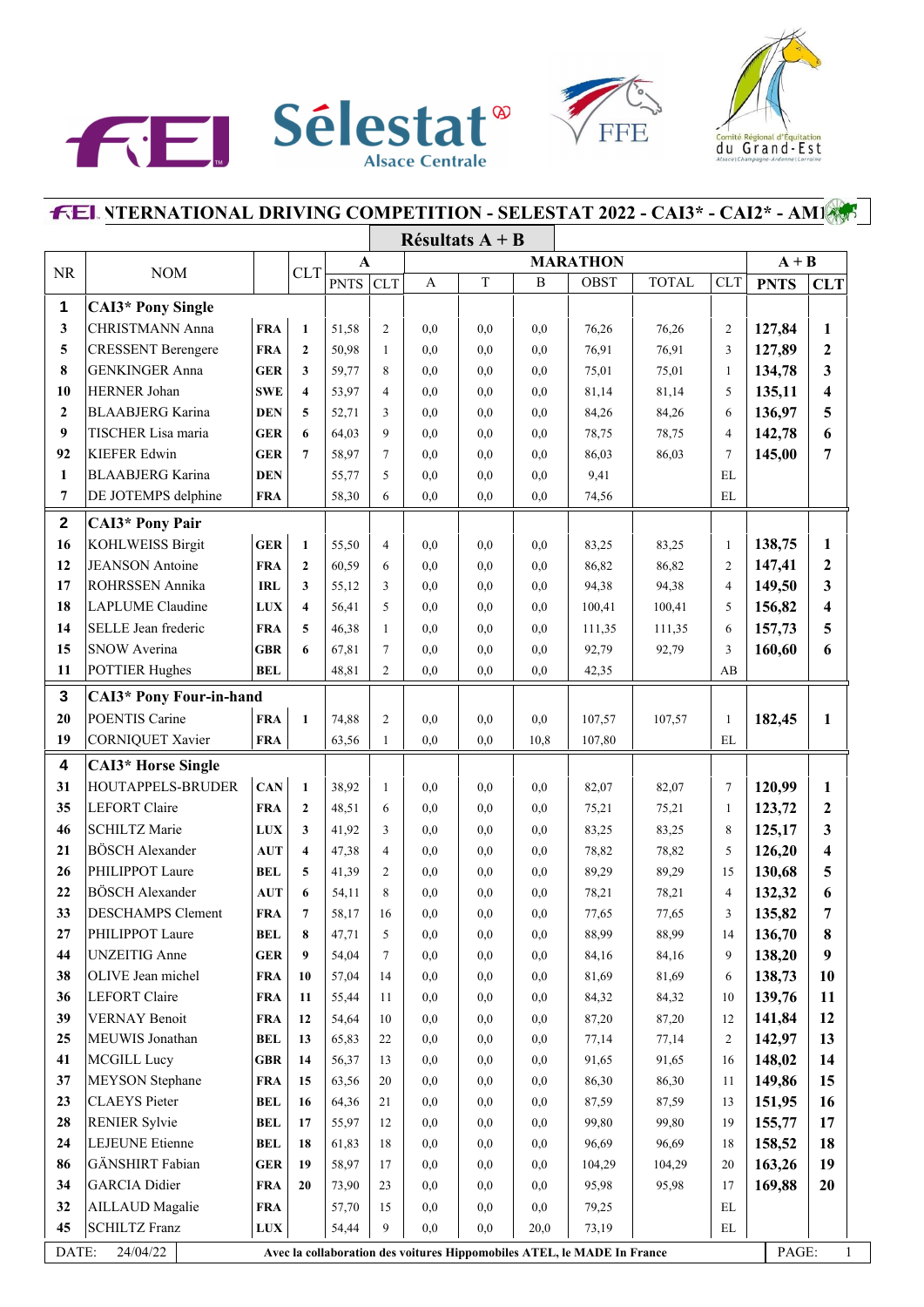# FEI INTERNATIONAL DRIVING COMPETITION - SELESTAT 2022 - CAI3* - CAI2* - AM1

## Résultats A + B

| NR | NOM | | CLT | A PNTS | A CLT | MARATHON A | T | B | OBST | TOTAL | CLT | A + B PNTS | A + B CLT |
|---|---|---|---|---|---|---|---|---|---|---|---|---|---|
| **1** | **CAI3* Pony Single** | | | | | | | | | | | | |
| 3 | CHRISTMANN Anna | FRA | 1 | 51,58 | 2 | 0,0 | 0,0 | 0,0 | 76,26 | 76,26 | 2 | 127,84 | 1 |
| 5 | CRESSENT Berengere | FRA | 2 | 50,98 | 1 | 0,0 | 0,0 | 0,0 | 76,91 | 76,91 | 3 | 127,89 | 2 |
| 8 | GENKINGER Anna | GER | 3 | 59,77 | 8 | 0,0 | 0,0 | 0,0 | 75,01 | 75,01 | 1 | 134,78 | 3 |
| 10 | HERNER Johan | SWE | 4 | 53,97 | 4 | 0,0 | 0,0 | 0,0 | 81,14 | 81,14 | 5 | 135,11 | 4 |
| 2 | BLAABJERG Karina | DEN | 5 | 52,71 | 3 | 0,0 | 0,0 | 0,0 | 84,26 | 84,26 | 6 | 136,97 | 5 |
| 9 | TISCHER Lisa maria | GER | 6 | 64,03 | 9 | 0,0 | 0,0 | 0,0 | 78,75 | 78,75 | 4 | 142,78 | 6 |
| 92 | KIEFER Edwin | GER | 7 | 58,97 | 7 | 0,0 | 0,0 | 0,0 | 86,03 | 86,03 | 7 | 145,00 | 7 |
| 1 | BLAABJERG Karina | DEN | | 55,77 | 5 | 0,0 | 0,0 | 0,0 | 9,41 | | EL | | |
| 7 | DE JOTEMPS delphine | FRA | | 58,30 | 6 | 0,0 | 0,0 | 0,0 | 74,56 | | EL | | |
| **2** | **CAI3* Pony Pair** | | | | | | | | | | | | |
| 16 | KOHLWEISS Birgit | GER | 1 | 55,50 | 4 | 0,0 | 0,0 | 0,0 | 83,25 | 83,25 | 1 | 138,75 | 1 |
| 12 | JEANSON Antoine | FRA | 2 | 60,59 | 6 | 0,0 | 0,0 | 0,0 | 86,82 | 86,82 | 2 | 147,41 | 2 |
| 17 | ROHRSSEN Annika | IRL | 3 | 55,12 | 3 | 0,0 | 0,0 | 0,0 | 94,38 | 94,38 | 4 | 149,50 | 3 |
| 18 | LAPLUME Claudine | LUX | 4 | 56,41 | 5 | 0,0 | 0,0 | 0,0 | 100,41 | 100,41 | 5 | 156,82 | 4 |
| 14 | SELLE Jean frederic | FRA | 5 | 46,38 | 1 | 0,0 | 0,0 | 0,0 | 111,35 | 111,35 | 6 | 157,73 | 5 |
| 15 | SNOW Averina | GBR | 6 | 67,81 | 7 | 0,0 | 0,0 | 0,0 | 92,79 | 92,79 | 3 | 160,60 | 6 |
| 11 | POTTIER Hughes | BEL | | 48,81 | 2 | 0,0 | 0,0 | 0,0 | 42,35 | | AB | | |
| **3** | **CAI3* Pony Four-in-hand** | | | | | | | | | | | | |
| 20 | POENTIS Carine | FRA | 1 | 74,88 | 2 | 0,0 | 0,0 | 0,0 | 107,57 | 107,57 | 1 | 182,45 | 1 |
| 19 | CORNIQUET Xavier | FRA | | 63,56 | 1 | 0,0 | 0,0 | 10,8 | 107,80 | | EL | | |
| **4** | **CAI3* Horse Single** | | | | | | | | | | | | |
| 31 | HOUTAPPELS-BRUDER | CAN | 1 | 38,92 | 1 | 0,0 | 0,0 | 0,0 | 82,07 | 82,07 | 7 | 120,99 | 1 |
| 35 | LEFORT Claire | FRA | 2 | 48,51 | 6 | 0,0 | 0,0 | 0,0 | 75,21 | 75,21 | 1 | 123,72 | 2 |
| 46 | SCHILTZ Marie | LUX | 3 | 41,92 | 3 | 0,0 | 0,0 | 0,0 | 83,25 | 83,25 | 8 | 125,17 | 3 |
| 21 | BÖSCH Alexander | AUT | 4 | 47,38 | 4 | 0,0 | 0,0 | 0,0 | 78,82 | 78,82 | 5 | 126,20 | 4 |
| 26 | PHILIPPOT Laure | BEL | 5 | 41,39 | 2 | 0,0 | 0,0 | 0,0 | 89,29 | 89,29 | 15 | 130,68 | 5 |
| 22 | BÖSCH Alexander | AUT | 6 | 54,11 | 8 | 0,0 | 0,0 | 0,0 | 78,21 | 78,21 | 4 | 132,32 | 6 |
| 33 | DESCHAMPS Clement | FRA | 7 | 58,17 | 16 | 0,0 | 0,0 | 0,0 | 77,65 | 77,65 | 3 | 135,82 | 7 |
| 27 | PHILIPPOT Laure | BEL | 8 | 47,71 | 5 | 0,0 | 0,0 | 0,0 | 88,99 | 88,99 | 14 | 136,70 | 8 |
| 44 | UNZEITIG Anne | GER | 9 | 54,04 | 7 | 0,0 | 0,0 | 0,0 | 84,16 | 84,16 | 9 | 138,20 | 9 |
| 38 | OLIVE Jean michel | FRA | 10 | 57,04 | 14 | 0,0 | 0,0 | 0,0 | 81,69 | 81,69 | 6 | 138,73 | 10 |
| 36 | LEFORT Claire | FRA | 11 | 55,44 | 11 | 0,0 | 0,0 | 0,0 | 84,32 | 84,32 | 10 | 139,76 | 11 |
| 39 | VERNAY Benoit | FRA | 12 | 54,64 | 10 | 0,0 | 0,0 | 0,0 | 87,20 | 87,20 | 12 | 141,84 | 12 |
| 25 | MEUWIS Jonathan | BEL | 13 | 65,83 | 22 | 0,0 | 0,0 | 0,0 | 77,14 | 77,14 | 2 | 142,97 | 13 |
| 41 | MCGILL Lucy | GBR | 14 | 56,37 | 13 | 0,0 | 0,0 | 0,0 | 91,65 | 91,65 | 16 | 148,02 | 14 |
| 37 | MEYSON Stephane | FRA | 15 | 63,56 | 20 | 0,0 | 0,0 | 0,0 | 86,30 | 86,30 | 11 | 149,86 | 15 |
| 23 | CLAEYS Pieter | BEL | 16 | 64,36 | 21 | 0,0 | 0,0 | 0,0 | 87,59 | 87,59 | 13 | 151,95 | 16 |
| 28 | RENIER Sylvie | BEL | 17 | 55,97 | 12 | 0,0 | 0,0 | 0,0 | 99,80 | 99,80 | 19 | 155,77 | 17 |
| 24 | LEJEUNE Etienne | BEL | 18 | 61,83 | 18 | 0,0 | 0,0 | 0,0 | 96,69 | 96,69 | 18 | 158,52 | 18 |
| 86 | GÄNSHIRT Fabian | GER | 19 | 58,97 | 17 | 0,0 | 0,0 | 0,0 | 104,29 | 104,29 | 20 | 163,26 | 19 |
| 34 | GARCIA Didier | FRA | 20 | 73,90 | 23 | 0,0 | 0,0 | 0,0 | 95,98 | 95,98 | 17 | 169,88 | 20 |
| 32 | AILLAUD Magalie | FRA | | 57,70 | 15 | 0,0 | 0,0 | 0,0 | 79,25 | | EL | | |
| 45 | SCHILTZ Franz | LUX | | 54,44 | 9 | 0,0 | 0,0 | 20,0 | 73,19 | | EL | | |

DATE: 24/04/22 — Avec la collaboration des voitures Hippomobiles ATEL, le MADE In France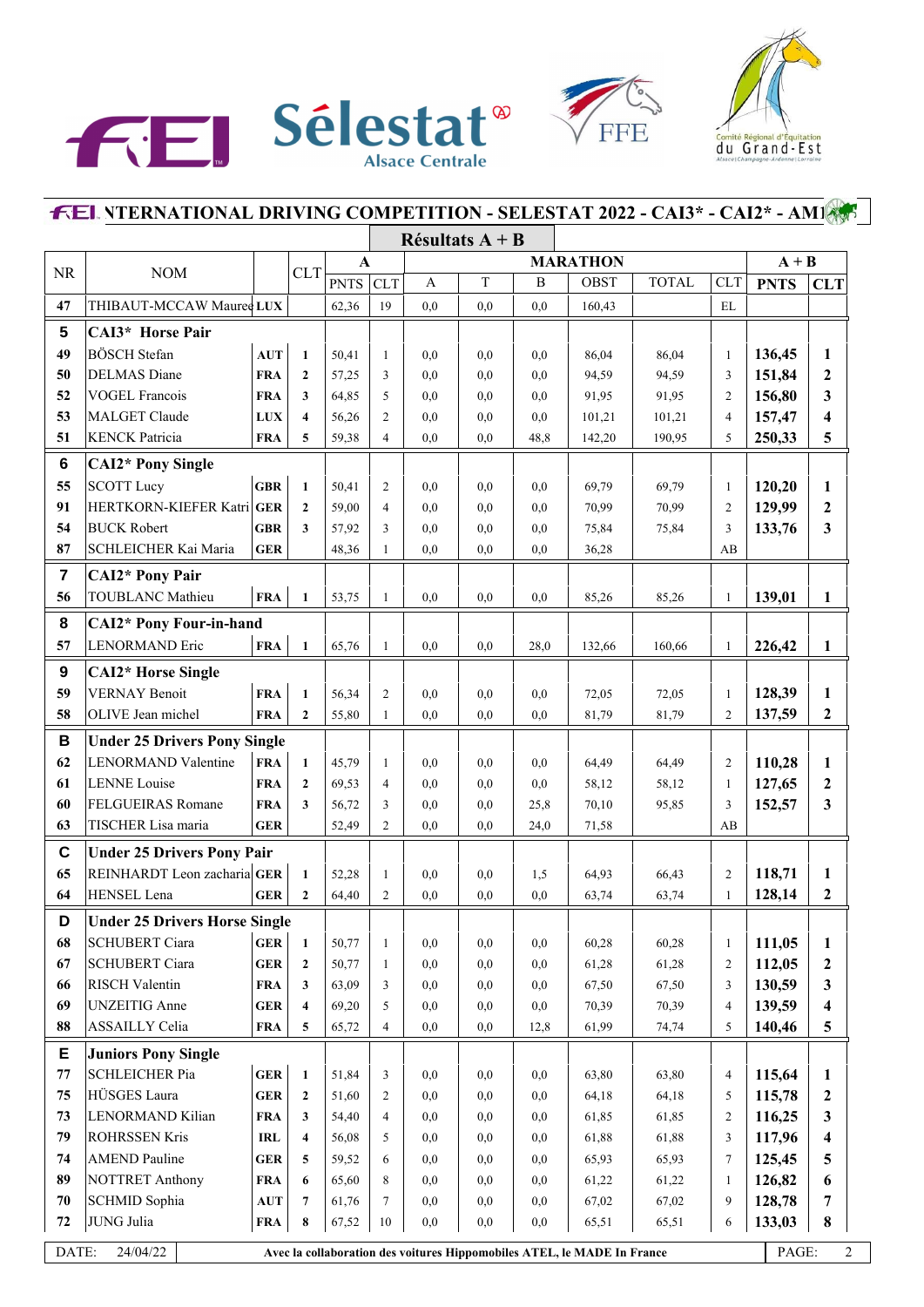# FEI INTERNATIONAL DRIVING COMPETITION - SELESTAT 2022 - CAI3* - CAI2* - AM1

## Résultats A + B

| NR | NOM | | CLT | A | | MARATHON | | | | | | A + B | |
|---|---|---|---|---|---|---|---|---|---|---|---|---|---|
| | | | | PNTS | CLT | A | T | B | OBST | TOTAL | CLT | **PNTS** | **CLT** |
| **47** | THIBAUT-MCCAW Mauree | **LUX** | | 62,36 | 19 | 0,0 | 0,0 | 0,0 | 160,43 | | EL | | |
| **5** | **CAI3\* Horse Pair** | | | | | | | | | | | | |
| **49** | BÖSCH Stefan | **AUT** | **1** | 50,41 | 1 | 0,0 | 0,0 | 0,0 | 86,04 | 86,04 | 1 | **136,45** | **1** |
| **50** | DELMAS Diane | **FRA** | **2** | 57,25 | 3 | 0,0 | 0,0 | 0,0 | 94,59 | 94,59 | 3 | **151,84** | **2** |
| **52** | VOGEL Francois | **FRA** | **3** | 64,85 | 5 | 0,0 | 0,0 | 0,0 | 91,95 | 91,95 | 2 | **156,80** | **3** |
| **53** | MALGET Claude | **LUX** | **4** | 56,26 | 2 | 0,0 | 0,0 | 0,0 | 101,21 | 101,21 | 4 | **157,47** | **4** |
| **51** | KENCK Patricia | **FRA** | **5** | 59,38 | 4 | 0,0 | 0,0 | 48,8 | 142,20 | 190,95 | 5 | **250,33** | **5** |
| **6** | **CAI2\* Pony Single** | | | | | | | | | | | | |
| **55** | SCOTT Lucy | **GBR** | **1** | 50,41 | 2 | 0,0 | 0,0 | 0,0 | 69,79 | 69,79 | 1 | **120,20** | **1** |
| **91** | HERTKORN-KIEFER Katri | **GER** | **2** | 59,00 | 4 | 0,0 | 0,0 | 0,0 | 70,99 | 70,99 | 2 | **129,99** | **2** |
| **54** | BUCK Robert | **GBR** | **3** | 57,92 | 3 | 0,0 | 0,0 | 0,0 | 75,84 | 75,84 | 3 | **133,76** | **3** |
| **87** | SCHLEICHER Kai Maria | **GER** | | 48,36 | 1 | 0,0 | 0,0 | 0,0 | 36,28 | | AB | | |
| **7** | **CAI2\* Pony Pair** | | | | | | | | | | | | |
| **56** | TOUBLANC Mathieu | **FRA** | **1** | 53,75 | 1 | 0,0 | 0,0 | 0,0 | 85,26 | 85,26 | 1 | **139,01** | **1** |
| **8** | **CAI2\* Pony Four-in-hand** | | | | | | | | | | | | |
| **57** | LENORMAND Eric | **FRA** | **1** | 65,76 | 1 | 0,0 | 0,0 | 28,0 | 132,66 | 160,66 | 1 | **226,42** | **1** |
| **9** | **CAI2\* Horse Single** | | | | | | | | | | | | |
| **59** | VERNAY Benoit | **FRA** | **1** | 56,34 | 2 | 0,0 | 0,0 | 0,0 | 72,05 | 72,05 | 1 | **128,39** | **1** |
| **58** | OLIVE Jean michel | **FRA** | **2** | 55,80 | 1 | 0,0 | 0,0 | 0,0 | 81,79 | 81,79 | 2 | **137,59** | **2** |
| **B** | **Under 25 Drivers Pony Single** | | | | | | | | | | | | |
| **62** | LENORMAND Valentine | **FRA** | **1** | 45,79 | 1 | 0,0 | 0,0 | 0,0 | 64,49 | 64,49 | 2 | **110,28** | **1** |
| **61** | LENNE Louise | **FRA** | **2** | 69,53 | 4 | 0,0 | 0,0 | 0,0 | 58,12 | 58,12 | 1 | **127,65** | **2** |
| **60** | FELGUEIRAS Romane | **FRA** | **3** | 56,72 | 3 | 0,0 | 0,0 | 25,8 | 70,10 | 95,85 | 3 | **152,57** | **3** |
| **63** | TISCHER Lisa maria | **GER** | | 52,49 | 2 | 0,0 | 0,0 | 24,0 | 71,58 | | AB | | |
| **C** | **Under 25 Drivers Pony Pair** | | | | | | | | | | | | |
| **65** | REINHARDT Leon zacharia | **GER** | **1** | 52,28 | 1 | 0,0 | 0,0 | 1,5 | 64,93 | 66,43 | 2 | **118,71** | **1** |
| **64** | HENSEL Lena | **GER** | **2** | 64,40 | 2 | 0,0 | 0,0 | 0,0 | 63,74 | 63,74 | 1 | **128,14** | **2** |
| **D** | **Under 25 Drivers Horse Single** | | | | | | | | | | | | |
| **68** | SCHUBERT Ciara | **GER** | **1** | 50,77 | 1 | 0,0 | 0,0 | 0,0 | 60,28 | 60,28 | 1 | **111,05** | **1** |
| **67** | SCHUBERT Ciara | **GER** | **2** | 50,77 | 1 | 0,0 | 0,0 | 0,0 | 61,28 | 61,28 | 2 | **112,05** | **2** |
| **66** | RISCH Valentin | **FRA** | **3** | 63,09 | 3 | 0,0 | 0,0 | 0,0 | 67,50 | 67,50 | 3 | **130,59** | **3** |
| **69** | UNZEITIG Anne | **GER** | **4** | 69,20 | 5 | 0,0 | 0,0 | 0,0 | 70,39 | 70,39 | 4 | **139,59** | **4** |
| **88** | ASSAILLY Celia | **FRA** | **5** | 65,72 | 4 | 0,0 | 0,0 | 12,8 | 61,99 | 74,74 | 5 | **140,46** | **5** |
| **E** | **Juniors Pony Single** | | | | | | | | | | | | |
| **77** | SCHLEICHER Pia | **GER** | **1** | 51,84 | 3 | 0,0 | 0,0 | 0,0 | 63,80 | 63,80 | 4 | **115,64** | **1** |
| **75** | HÜSGES Laura | **GER** | **2** | 51,60 | 2 | 0,0 | 0,0 | 0,0 | 64,18 | 64,18 | 5 | **115,78** | **2** |
| **73** | LENORMAND Kilian | **FRA** | **3** | 54,40 | 4 | 0,0 | 0,0 | 0,0 | 61,85 | 61,85 | 2 | **116,25** | **3** |
| **79** | ROHRSSEN Kris | **IRL** | **4** | 56,08 | 5 | 0,0 | 0,0 | 0,0 | 61,88 | 61,88 | 3 | **117,96** | **4** |
| **74** | AMEND Pauline | **GER** | **5** | 59,52 | 6 | 0,0 | 0,0 | 0,0 | 65,93 | 65,93 | 7 | **125,45** | **5** |
| **89** | NOTTRET Anthony | **FRA** | **6** | 65,60 | 8 | 0,0 | 0,0 | 0,0 | 61,22 | 61,22 | 1 | **126,82** | **6** |
| **70** | SCHMID Sophia | **AUT** | **7** | 61,76 | 7 | 0,0 | 0,0 | 0,0 | 67,02 | 67,02 | 9 | **128,78** | **7** |
| **72** | JUNG Julia | **FRA** | **8** | 67,52 | 10 | 0,0 | 0,0 | 0,0 | 65,51 | 65,51 | 6 | **133,03** | **8** |

DATE: 24/04/22 — **Avec la collaboration des voitures Hippomobiles ATEL, le MADE In France**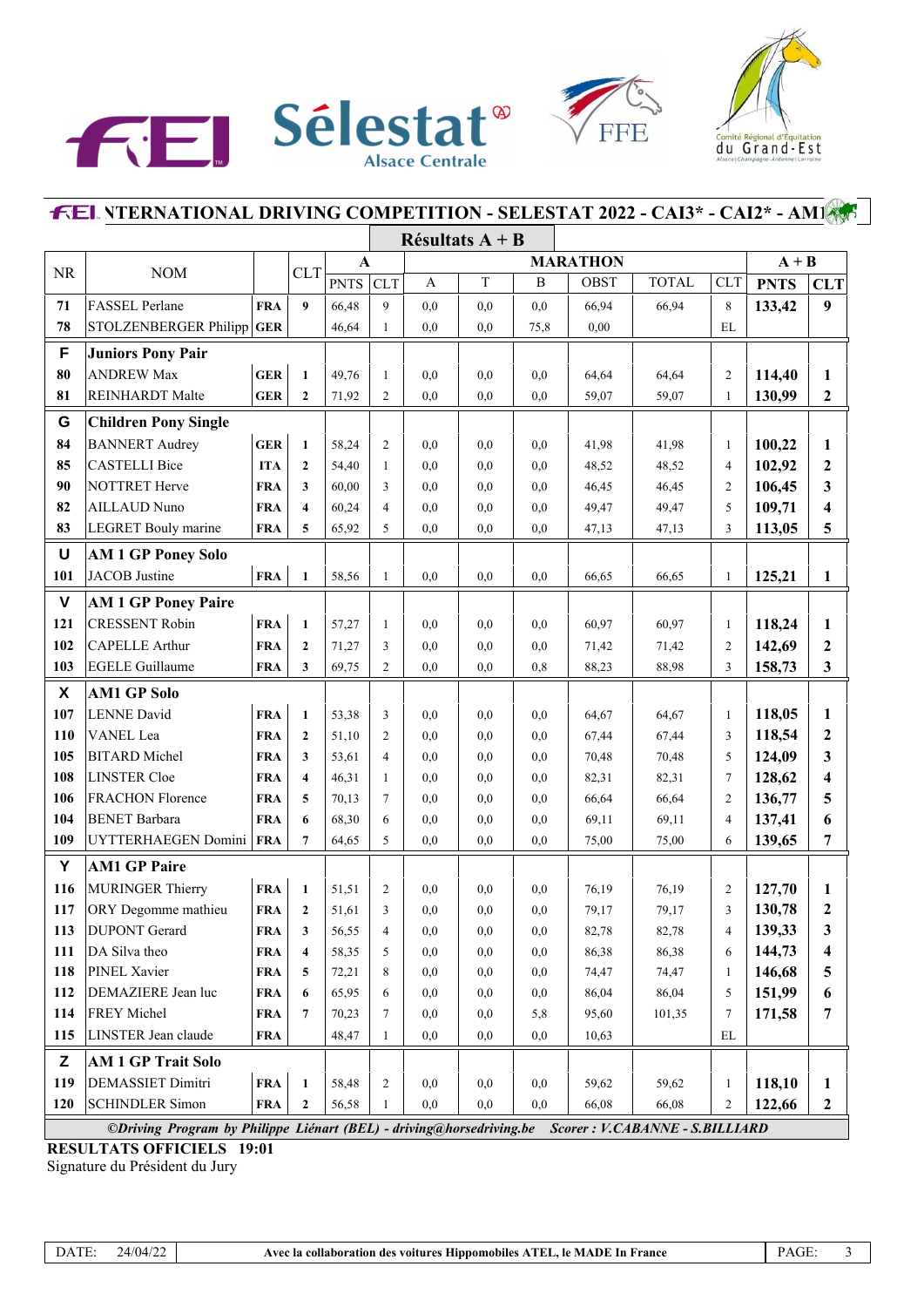## FEI INTERNATIONAL DRIVING COMPETITION - SELESTAT 2022 - CAI3* - CAI2* - AM1

### Résultats A + B

| NR | NOM | | CLT | A | | MARATHON | | | | | | A + B | |
|---|---|---|---|---|---|---|---|---|---|---|---|---|---|
| | | | | PNTS | CLT | A | T | B | OBST | TOTAL | CLT | PNTS | CLT |
| 71 | FASSEL Perlane | FRA | 9 | 66,48 | 9 | 0,0 | 0,0 | 0,0 | 66,94 | 66,94 | 8 | **133,42** | **9** |
| 78 | STOLZENBERGER Philipp | GER | | 46,64 | 1 | 0,0 | 0,0 | 75,8 | 0,00 | | EL | | |
| **F** | **Juniors Pony Pair** | | | | | | | | | | | | |
| 80 | ANDREW Max | GER | 1 | 49,76 | 1 | 0,0 | 0,0 | 0,0 | 64,64 | 64,64 | 2 | **114,40** | **1** |
| 81 | REINHARDT Malte | GER | 2 | 71,92 | 2 | 0,0 | 0,0 | 0,0 | 59,07 | 59,07 | 1 | **130,99** | **2** |
| **G** | **Children Pony Single** | | | | | | | | | | | | |
| 84 | BANNERT Audrey | GER | 1 | 58,24 | 2 | 0,0 | 0,0 | 0,0 | 41,98 | 41,98 | 1 | **100,22** | **1** |
| 85 | CASTELLI Bice | ITA | 2 | 54,40 | 1 | 0,0 | 0,0 | 0,0 | 48,52 | 48,52 | 4 | **102,92** | **2** |
| 90 | NOTTRET Herve | FRA | 3 | 60,00 | 3 | 0,0 | 0,0 | 0,0 | 46,45 | 46,45 | 2 | **106,45** | **3** |
| 82 | AILLAUD Nuno | FRA | 4 | 60,24 | 4 | 0,0 | 0,0 | 0,0 | 49,47 | 49,47 | 5 | **109,71** | **4** |
| 83 | LEGRET Bouly marine | FRA | 5 | 65,92 | 5 | 0,0 | 0,0 | 0,0 | 47,13 | 47,13 | 3 | **113,05** | **5** |
| **U** | **AM 1 GP Poney Solo** | | | | | | | | | | | | |
| 101 | JACOB Justine | FRA | 1 | 58,56 | 1 | 0,0 | 0,0 | 0,0 | 66,65 | 66,65 | 1 | **125,21** | **1** |
| **V** | **AM 1 GP Poney Paire** | | | | | | | | | | | | |
| 121 | CRESSENT Robin | FRA | 1 | 57,27 | 1 | 0,0 | 0,0 | 0,0 | 60,97 | 60,97 | 1 | **118,24** | **1** |
| 102 | CAPELLE Arthur | FRA | 2 | 71,27 | 3 | 0,0 | 0,0 | 0,0 | 71,42 | 71,42 | 2 | **142,69** | **2** |
| 103 | EGELE Guillaume | FRA | 3 | 69,75 | 2 | 0,0 | 0,0 | 0,8 | 88,23 | 88,98 | 3 | **158,73** | **3** |
| **X** | **AM1 GP Solo** | | | | | | | | | | | | |
| 107 | LENNE David | FRA | 1 | 53,38 | 3 | 0,0 | 0,0 | 0,0 | 64,67 | 64,67 | 1 | **118,05** | **1** |
| 110 | VANEL Lea | FRA | 2 | 51,10 | 2 | 0,0 | 0,0 | 0,0 | 67,44 | 67,44 | 3 | **118,54** | **2** |
| 105 | BITARD Michel | FRA | 3 | 53,61 | 4 | 0,0 | 0,0 | 0,0 | 70,48 | 70,48 | 5 | **124,09** | **3** |
| 108 | LINSTER Cloe | FRA | 4 | 46,31 | 1 | 0,0 | 0,0 | 0,0 | 82,31 | 82,31 | 7 | **128,62** | **4** |
| 106 | FRACHON Florence | FRA | 5 | 70,13 | 7 | 0,0 | 0,0 | 0,0 | 66,64 | 66,64 | 2 | **136,77** | **5** |
| 104 | BENET Barbara | FRA | 6 | 68,30 | 6 | 0,0 | 0,0 | 0,0 | 69,11 | 69,11 | 4 | **137,41** | **6** |
| 109 | UYTTERHAEGEN Domini | FRA | 7 | 64,65 | 5 | 0,0 | 0,0 | 0,0 | 75,00 | 75,00 | 6 | **139,65** | **7** |
| **Y** | **AM1 GP Paire** | | | | | | | | | | | | |
| 116 | MURINGER Thierry | FRA | 1 | 51,51 | 2 | 0,0 | 0,0 | 0,0 | 76,19 | 76,19 | 2 | **127,70** | **1** |
| 117 | ORY Degomme mathieu | FRA | 2 | 51,61 | 3 | 0,0 | 0,0 | 0,0 | 79,17 | 79,17 | 3 | **130,78** | **2** |
| 113 | DUPONT Gerard | FRA | 3 | 56,55 | 4 | 0,0 | 0,0 | 0,0 | 82,78 | 82,78 | 4 | **139,33** | **3** |
| 111 | DA Silva theo | FRA | 4 | 58,35 | 5 | 0,0 | 0,0 | 0,0 | 86,38 | 86,38 | 6 | **144,73** | **4** |
| 118 | PINEL Xavier | FRA | 5 | 72,21 | 8 | 0,0 | 0,0 | 0,0 | 74,47 | 74,47 | 1 | **146,68** | **5** |
| 112 | DEMAZIERE Jean luc | FRA | 6 | 65,95 | 6 | 0,0 | 0,0 | 0,0 | 86,04 | 86,04 | 5 | **151,99** | **6** |
| 114 | FREY Michel | FRA | 7 | 70,23 | 7 | 0,0 | 0,0 | 5,8 | 95,60 | 101,35 | 7 | **171,58** | **7** |
| 115 | LINSTER Jean claude | FRA | | 48,47 | 1 | 0,0 | 0,0 | 0,0 | 10,63 | | EL | | |
| **Z** | **AM 1 GP Trait Solo** | | | | | | | | | | | | |
| 119 | DEMASSIET Dimitri | FRA | 1 | 58,48 | 2 | 0,0 | 0,0 | 0,0 | 59,62 | 59,62 | 1 | **118,10** | **1** |
| 120 | SCHINDLER Simon | FRA | 2 | 56,58 | 1 | 0,0 | 0,0 | 0,0 | 66,08 | 66,08 | 2 | **122,66** | **2** |

*©Driving Program by Philippe Liénart (BEL) - driving@horsedriving.be Scorer : V.CABANNE - S.BILLIARD*

**RESULTATS OFFICIELS 19:01**

Signature du Président du Jury

DATE: 24/04/22 — **Avec la collaboration des voitures Hippomobiles ATEL, le MADE In France**